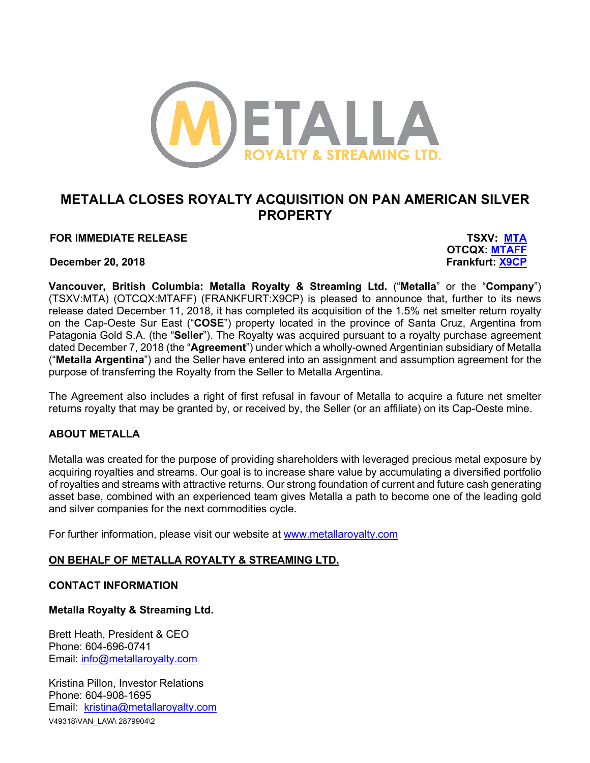METALLA ROYALTY & STREAMING LTD.

# METALLA CLOSES ROYALTY ACQUISITION ON PAN AMERICAN SILVER PROPERTY

**FOR IMMEDIATE RELEASE**

**TSXV: MTA**
**OTCQX: MTAFF**
**Frankfurt: X9CP**

**December 20, 2018**

**Vancouver, British Columbia: Metalla Royalty & Streaming Ltd.** ("**Metalla**" or the "**Company**") (TSXV:MTA) (OTCQX:MTAFF) (FRANKFURT:X9CP) is pleased to announce that, further to its news release dated December 11, 2018, it has completed its acquisition of the 1.5% net smelter return royalty on the Cap-Oeste Sur East ("**COSE**") property located in the province of Santa Cruz, Argentina from Patagonia Gold S.A. (the "**Seller**"). The Royalty was acquired pursuant to a royalty purchase agreement dated December 7, 2018 (the "**Agreement**") under which a wholly-owned Argentinian subsidiary of Metalla ("**Metalla Argentina**") and the Seller have entered into an assignment and assumption agreement for the purpose of transferring the Royalty from the Seller to Metalla Argentina.

The Agreement also includes a right of first refusal in favour of Metalla to acquire a future net smelter returns royalty that may be granted by, or received by, the Seller (or an affiliate) on its Cap-Oeste mine.

## ABOUT METALLA

Metalla was created for the purpose of providing shareholders with leveraged precious metal exposure by acquiring royalties and streams. Our goal is to increase share value by accumulating a diversified portfolio of royalties and streams with attractive returns. Our strong foundation of current and future cash generating asset base, combined with an experienced team gives Metalla a path to become one of the leading gold and silver companies for the next commodities cycle.

For further information, please visit our website at www.metallaroyalty.com

**ON BEHALF OF METALLA ROYALTY & STREAMING LTD.**

**CONTACT INFORMATION**

**Metalla Royalty & Streaming Ltd.**

Brett Heath, President & CEO
Phone: 604-696-0741
Email: info@metallaroyalty.com

Kristina Pillon, Investor Relations
Phone: 604-908-1695
Email: kristina@metallaroyalty.com

V49318\VAN_LAW\ 2879904\2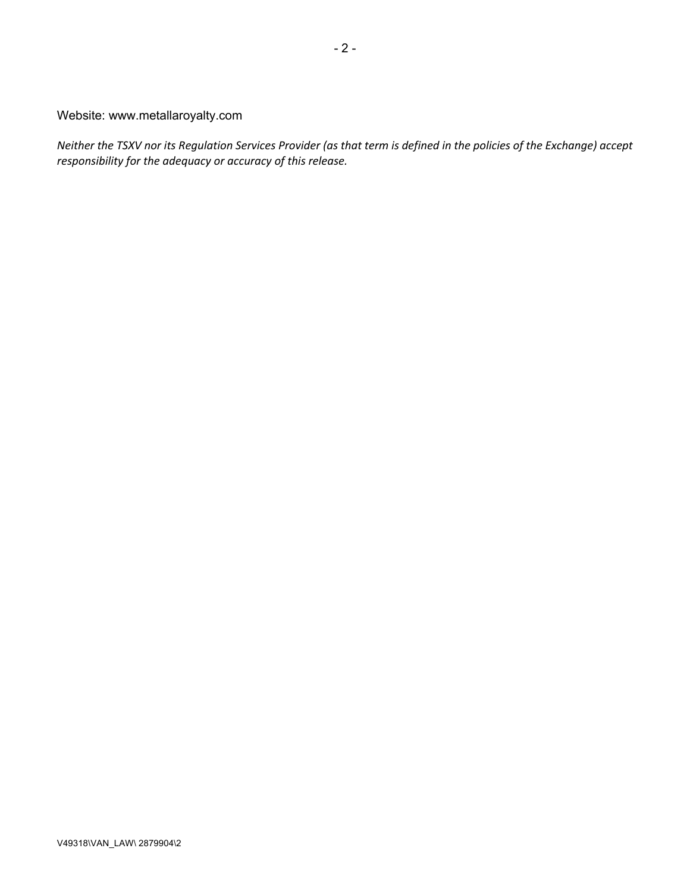Website: www.metallaroyalty.com

*Neither the TSXV nor its Regulation Services Provider (as that term is defined in the policies of the Exchange) accept responsibility for the adequacy or accuracy of this release.*